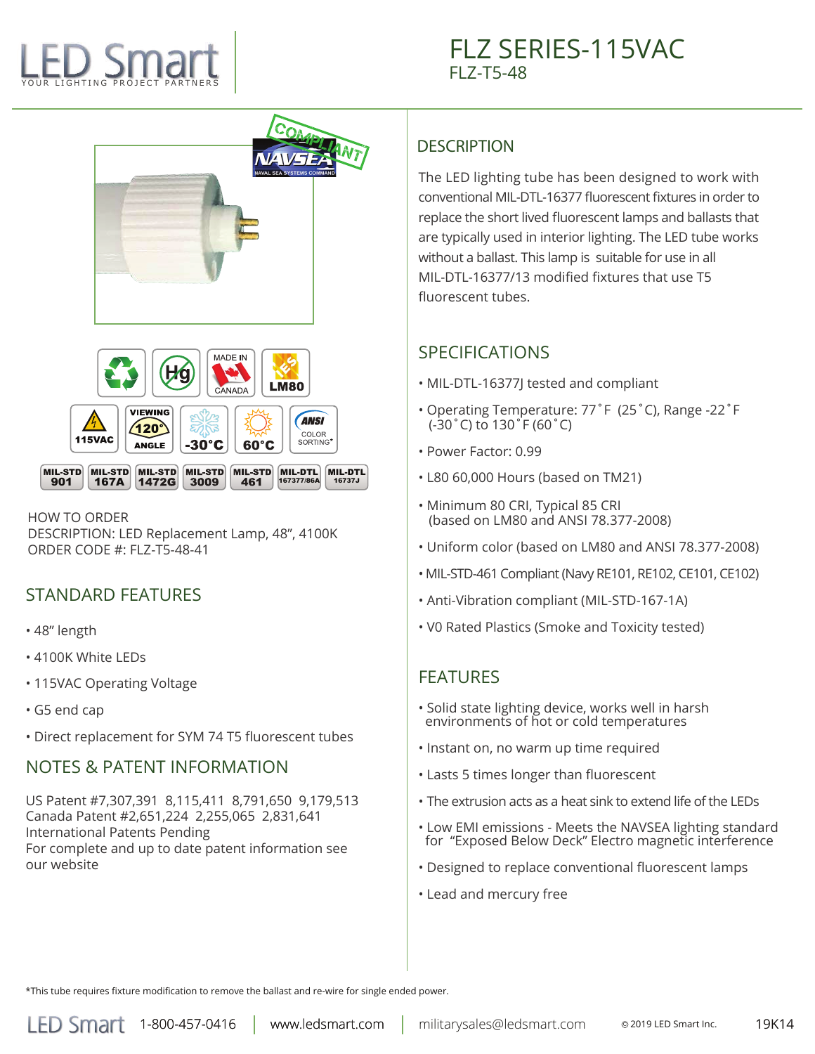# LED Smart

YOUR LIGHTING PROJECT PARTNERS

# FLZ SERIES-115VAC

FLZ-T5-48

HOW TO ORDER
DESCRIPTION: LED Replacement Lamp, 48", 4100K
ORDER CODE #: FLZ-T5-48-41

## STANDARD FEATURES

- 48" length
- 4100K White LEDs
- 115VAC Operating Voltage
- G5 end cap
- Direct replacement for SYM 74 T5 fluorescent tubes

## NOTES & PATENT INFORMATION

US Patent #7,307,391 8,115,411 8,791,650 9,179,513
Canada Patent #2,651,224 2,255,065 2,831,641
International Patents Pending
For complete and up to date patent information see our website

## DESCRIPTION

The LED lighting tube has been designed to work with conventional MIL-DTL-16377 fluorescent fixtures in order to replace the short lived fluorescent lamps and ballasts that are typically used in interior lighting. The LED tube works without a ballast. This lamp is suitable for use in all MIL-DTL-16377/13 modified fixtures that use T5 fluorescent tubes.

## SPECIFICATIONS

- MIL-DTL-16377J tested and compliant
- Operating Temperature: 77˚F (25˚C), Range -22˚F (-30˚C) to 130˚F (60˚C)
- Power Factor: 0.99
- L80 60,000 Hours (based on TM21)
- Minimum 80 CRI, Typical 85 CRI (based on LM80 and ANSI 78.377-2008)
- Uniform color (based on LM80 and ANSI 78.377-2008)
- MIL-STD-461 Compliant (Navy RE101, RE102, CE101, CE102)
- Anti-Vibration compliant (MIL-STD-167-1A)
- V0 Rated Plastics (Smoke and Toxicity tested)

## FEATURES

- Solid state lighting device, works well in harsh environments of hot or cold temperatures
- Instant on, no warm up time required
- Lasts 5 times longer than fluorescent
- The extrusion acts as a heat sink to extend life of the LEDs
- Low EMI emissions - Meets the NAVSEA lighting standard for "Exposed Below Deck" Electro magnetic interference
- Designed to replace conventional fluorescent lamps
- Lead and mercury free

*This tube requires fixture modification to remove the ballast and re-wire for single ended power.

LED Smart 1-800-457-0416 | www.ledsmart.com | militarysales@ledsmart.com ©2019 LED Smart Inc. 19K14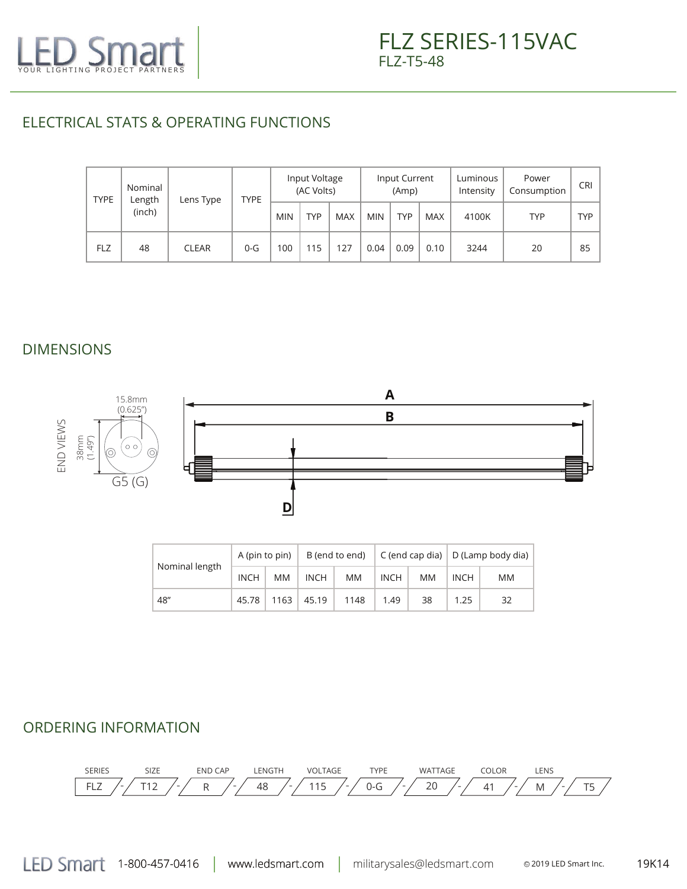# FLZ SERIES-115VAC
FLZ-T5-48

## ELECTRICAL STATS & OPERATING FUNCTIONS

| TYPE | Nominal Length (inch) | Lens Type | TYPE | Input Voltage (AC Volts) | | | Input Current (Amp) | | | Luminous Intensity | Power Consumption | CRI |
|---|---|---|---|---|---|---|---|---|---|---|---|---|
| | | | | MIN | TYP | MAX | MIN | TYP | MAX | 4100K | TYP | TYP |
| FLZ | 48 | CLEAR | 0-G | 100 | 115 | 127 | 0.04 | 0.09 | 0.10 | 3244 | 20 | 85 |

## DIMENSIONS

END VIEWS

15.8mm (0.625")

38mm (1.49")

G5 (G)

A

B

D

| Nominal length | A (pin to pin) | | B (end to end) | | C (end cap dia) | | D (Lamp body dia) | |
|---|---|---|---|---|---|---|---|---|
| | INCH | MM | INCH | MM | INCH | MM | INCH | MM |
| 48" | 45.78 | 1163 | 45.19 | 1148 | 1.49 | 38 | 1.25 | 32 |

## ORDERING INFORMATION

| SERIES | SIZE | END CAP | LENGTH | VOLTAGE | TYPE | WATTAGE | COLOR | LENS | |
|---|---|---|---|---|---|---|---|---|---|
| FLZ | T12 | R | 48 | 115 | 0-G | 20 | 41 | M | T5 |

LED Smart 1-800-457-0416 | www.ledsmart.com | militarysales@ledsmart.com © 2019 LED Smart Inc. 19K14